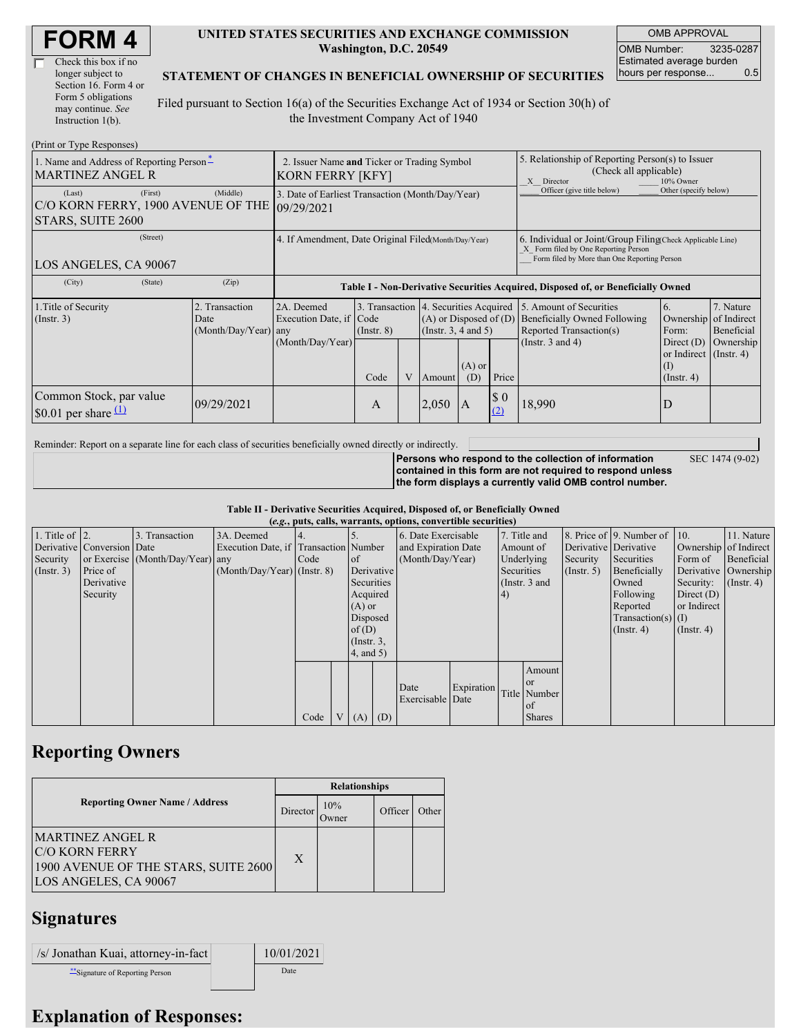# FORM 4

☐ Check this box if no longer subject to Section 16. Form 4 or Form 5 obligations may continue. *See* Instruction 1(b).

**UNITED STATES SECURITIES AND EXCHANGE COMMISSION**
**Washington, D.C. 20549**

**STATEMENT OF CHANGES IN BENEFICIAL OWNERSHIP OF SECURITIES**

Filed pursuant to Section 16(a) of the Securities Exchange Act of 1934 or Section 30(h) of the Investment Company Act of 1940

| OMB APPROVAL | |
|---|---|
| OMB Number: | 3235-0287 |
| Estimated average burden hours per response... | 0.5 |

(Print or Type Responses)

| 1. Name and Address of Reporting Person * | 2. Issuer Name **and** Ticker or Trading Symbol | 5. Relationship of Reporting Person(s) to Issuer (Check all applicable) |
|---|---|---|
| MARTINEZ ANGEL R | KORN FERRY [KFY] | _X_ Director ___ 10% Owner ___ Officer (give title below) ___ Other (specify below) |
| (Last) (First) (Middle) C/O KORN FERRY, 1900 AVENUE OF THE STARS, SUITE 2600 | 3. Date of Earliest Transaction (Month/Day/Year) 09/29/2021 | |
| (Street) LOS ANGELES, CA 90067 | 4. If Amendment, Date Original Filed (Month/Day/Year) | 6. Individual or Joint/Group Filing (Check Applicable Line) _X_ Form filed by One Reporting Person ___ Form filed by More than One Reporting Person |
| (City) (State) (Zip) | | |

**Table I - Non-Derivative Securities Acquired, Disposed of, or Beneficially Owned**

| 1.Title of Security (Instr. 3) | 2. Transaction Date (Month/Day/Year) | 2A. Deemed Execution Date, if any (Month/Day/Year) | 3. Transaction Code (Instr. 8) Code | V | 4. Securities Acquired (A) or Disposed of (D) (Instr. 3, 4 and 5) Amount | (A) or (D) | Price | 5. Amount of Securities Beneficially Owned Following Reported Transaction(s) (Instr. 3 and 4) | 6. Ownership Form: Direct (D) or Indirect (I) (Instr. 4) | 7. Nature of Indirect Beneficial Ownership (Instr. 4) |
|---|---|---|---|---|---|---|---|---|---|---|
| Common Stock, par value $0.01 per share (1) | 09/29/2021 | | A | | 2,050 | A | $ 0 (2) | 18,990 | D | |

Reminder: Report on a separate line for each class of securities beneficially owned directly or indirectly.

**Persons who respond to the collection of information contained in this form are not required to respond unless the form displays a currently valid OMB control number.** SEC 1474 (9-02)

**Table II - Derivative Securities Acquired, Disposed of, or Beneficially Owned**
**(*e.g.*, puts, calls, warrants, options, convertible securities)**

| 1. Title of Derivative Security (Instr. 3) | 2. Conversion or Exercise Price of Derivative Security | 3. Transaction Date (Month/Day/Year) | 3A. Deemed Execution Date, if any (Month/Day/Year) | 4. Transaction Code (Instr. 8) Code | V | 5. Number of Derivative Securities Acquired (A) or Disposed of (D) (Instr. 3, 4, and 5) (A) | (D) | 6. Date Exercisable and Expiration Date (Month/Day/Year) Date Exercisable | Expiration Date | 7. Title and Amount of Underlying Securities (Instr. 3 and 4) Title | Amount or Number of Shares | 8. Price of Derivative Security (Instr. 5) | 9. Number of Derivative Securities Beneficially Owned Following Reported Transaction(s) (Instr. 4) | 10. Ownership Form of Derivative Security: Direct (D) or Indirect (I) (Instr. 4) | 11. Nature of Indirect Beneficial Ownership (Instr. 4) |
|---|---|---|---|---|---|---|---|---|---|---|---|---|---|---|---|

## Reporting Owners

| Reporting Owner Name / Address | Relationships: Director | 10% Owner | Officer | Other |
|---|---|---|---|---|
| MARTINEZ ANGEL R C/O KORN FERRY 1900 AVENUE OF THE STARS, SUITE 2600 LOS ANGELES, CA 90067 | X | | | |

## Signatures

| /s/ Jonathan Kuai, attorney-in-fact | 10/01/2021 |
|---|---|
| **Signature of Reporting Person | Date |

## Explanation of Responses: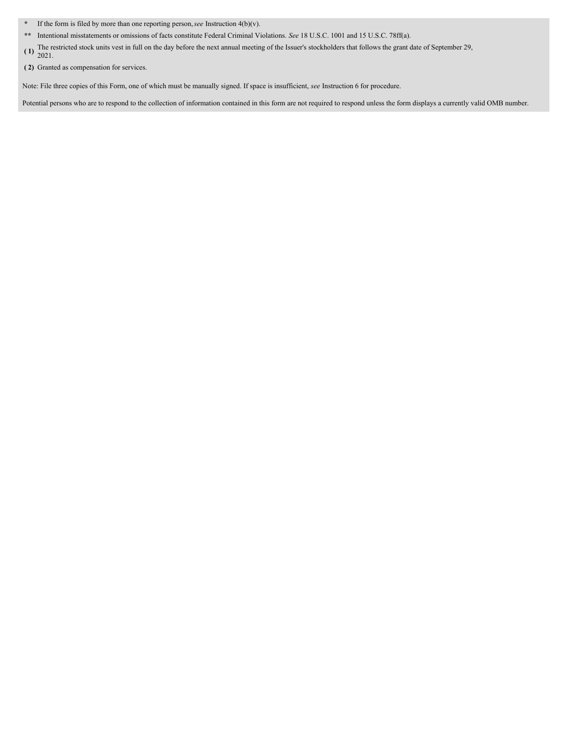\* If the form is filed by more than one reporting person, *see* Instruction 4(b)(v).

\*\* Intentional misstatements or omissions of facts constitute Federal Criminal Violations. *See* 18 U.S.C. 1001 and 15 U.S.C. 78ff(a).

**( 1)** The restricted stock units vest in full on the day before the next annual meeting of the Issuer's stockholders that follows the grant date of September 29, 2021.

**( 2)** Granted as compensation for services.

Note: File three copies of this Form, one of which must be manually signed. If space is insufficient, *see* Instruction 6 for procedure.

Potential persons who are to respond to the collection of information contained in this form are not required to respond unless the form displays a currently valid OMB number.